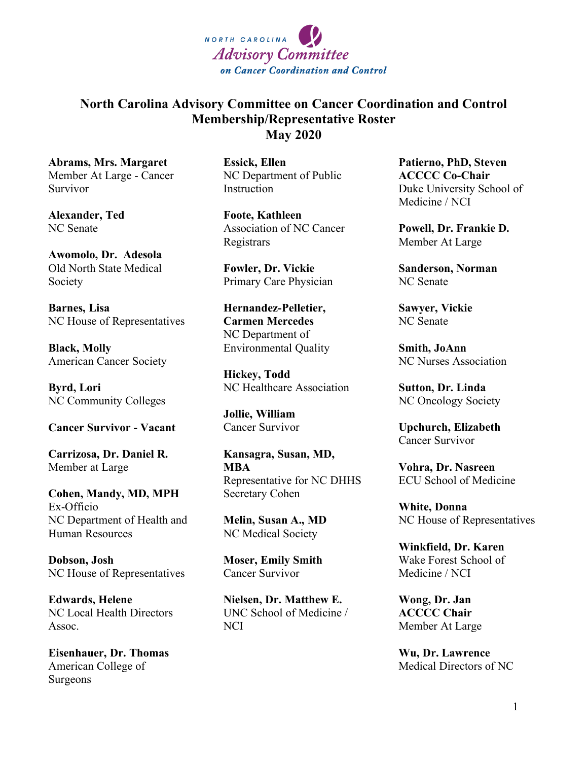NORTH CAROLINA
*Advisory Committee*
*on Cancer Coordination and Control*

# North Carolina Advisory Committee on Cancer Coordination and Control
## Membership/Representative Roster
## May 2020

**Abrams, Mrs. Margaret**
Member At Large - Cancer Survivor

**Alexander, Ted**
NC Senate

**Awomolo, Dr. Adesola**
Old North State Medical Society

**Barnes, Lisa**
NC House of Representatives

**Black, Molly**
American Cancer Society

**Byrd, Lori**
NC Community Colleges

**Cancer Survivor - Vacant**

**Carrizosa, Dr. Daniel R.**
Member at Large

**Cohen, Mandy, MD, MPH**
Ex-Officio
NC Department of Health and Human Resources

**Dobson, Josh**
NC House of Representatives

**Edwards, Helene**
NC Local Health Directors Assoc.

**Eisenhauer, Dr. Thomas**
American College of Surgeons

**Essick, Ellen**
NC Department of Public Instruction

**Foote, Kathleen**
Association of NC Cancer Registrars

**Fowler, Dr. Vickie**
Primary Care Physician

**Hernandez-Pelletier, Carmen Mercedes**
NC Department of Environmental Quality

**Hickey, Todd**
NC Healthcare Association

**Jollie, William**
Cancer Survivor

**Kansagra, Susan, MD, MBA**
Representative for NC DHHS Secretary Cohen

**Melin, Susan A., MD**
NC Medical Society

**Moser, Emily Smith**
Cancer Survivor

**Nielsen, Dr. Matthew E.**
UNC School of Medicine / NCI

**Patierno, PhD, Steven**
**ACCCC Co-Chair**
Duke University School of Medicine / NCI

**Powell, Dr. Frankie D.**
Member At Large

**Sanderson, Norman**
NC Senate

**Sawyer, Vickie**
NC Senate

**Smith, JoAnn**
NC Nurses Association

**Sutton, Dr. Linda**
NC Oncology Society

**Upchurch, Elizabeth**
Cancer Survivor

**Vohra, Dr. Nasreen**
ECU School of Medicine

**White, Donna**
NC House of Representatives

**Winkfield, Dr. Karen**
Wake Forest School of Medicine / NCI

**Wong, Dr. Jan**
**ACCCC Chair**
Member At Large

**Wu, Dr. Lawrence**
Medical Directors of NC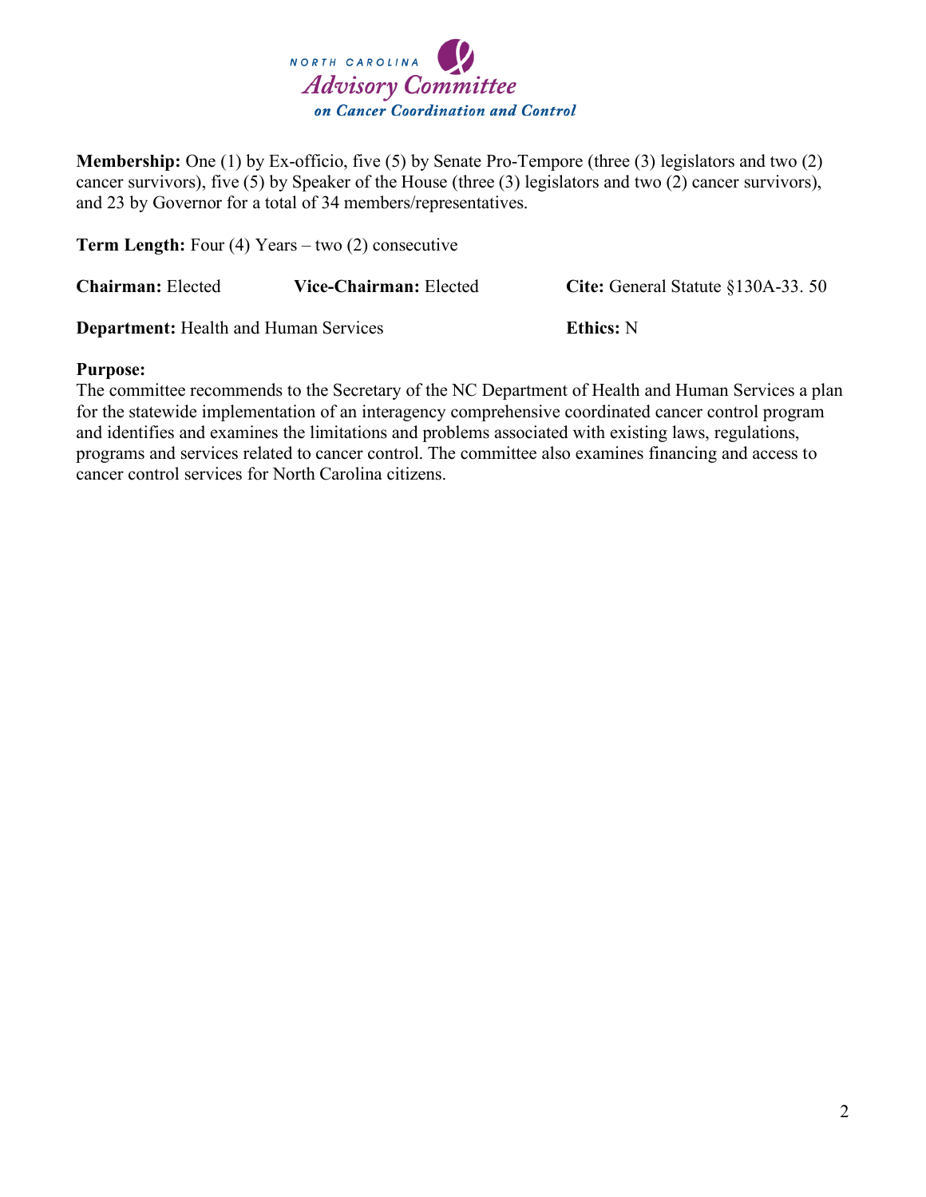NORTH CAROLINA
# Advisory Committee
### on Cancer Coordination and Control

**Membership:** One (1) by Ex-officio, five (5) by Senate Pro-Tempore (three (3) legislators and two (2) cancer survivors), five (5) by Speaker of the House (three (3) legislators and two (2) cancer survivors), and 23 by Governor for a total of 34 members/representatives.

**Term Length:** Four (4) Years – two (2) consecutive

**Chairman:** Elected **Vice-Chairman:** Elected **Cite:** General Statute §130A-33. 50

**Department:** Health and Human Services **Ethics:** N

**Purpose:**
The committee recommends to the Secretary of the NC Department of Health and Human Services a plan for the statewide implementation of an interagency comprehensive coordinated cancer control program and identifies and examines the limitations and problems associated with existing laws, regulations, programs and services related to cancer control. The committee also examines financing and access to cancer control services for North Carolina citizens.